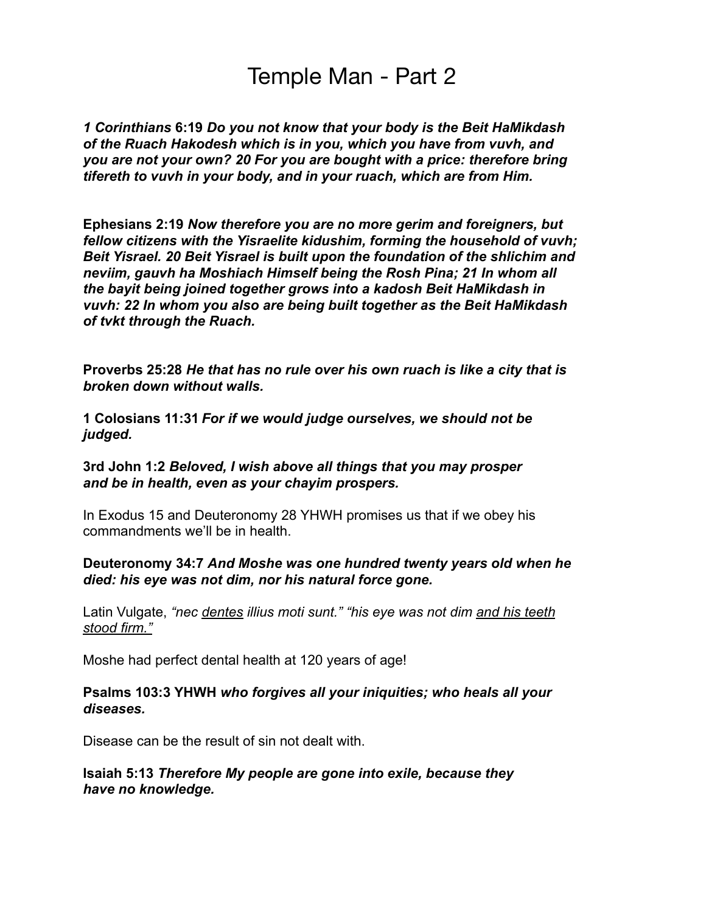# Temple Man - Part 2

***1 Corinthians* 6:19** ***Do you not know that your body is the Beit HaMikdash of the Ruach Hakodesh which is in you, which you have from vuvh, and you are not your own? 20 For you are bought with a price: therefore bring tifereth to vuvh in your body, and in your ruach, which are from Him.***

**Ephesians 2:19** ***Now therefore you are no more gerim and foreigners, but fellow citizens with the Yisraelite kidushim, forming the household of vuvh; Beit Yisrael. 20 Beit Yisrael is built upon the foundation of the shlichim and neviim, gauvh ha Moshiach Himself being the Rosh Pina; 21 In whom all the bayit being joined together grows into a kadosh Beit HaMikdash in vuvh: 22 In whom you also are being built together as the Beit HaMikdash of tvkt through the Ruach.***

**Proverbs 25:28** ***He that has no rule over his own ruach is like a city that is broken down without walls.***

**1 Colosians 11:31** ***For if we would judge ourselves, we should not be judged.***

**3rd John 1:2** ***Beloved, I wish above all things that you may prosper and be in health, even as your chayim prospers.***

In Exodus 15 and Deuteronomy 28 YHWH promises us that if we obey his commandments we'll be in health.

**Deuteronomy 34:7** ***And Moshe was one hundred twenty years old when he died: his eye was not dim, nor his natural force gone.***

Latin Vulgate, *"nec <u>dentes</u> illius moti sunt." "his eye was not dim <u>and his teeth stood firm."</u>*

Moshe had perfect dental health at 120 years of age!

**Psalms 103:3 YHWH** ***who forgives all your iniquities; who heals all your diseases.***

Disease can be the result of sin not dealt with.

**Isaiah 5:13** ***Therefore My people are gone into exile, because they have no knowledge.***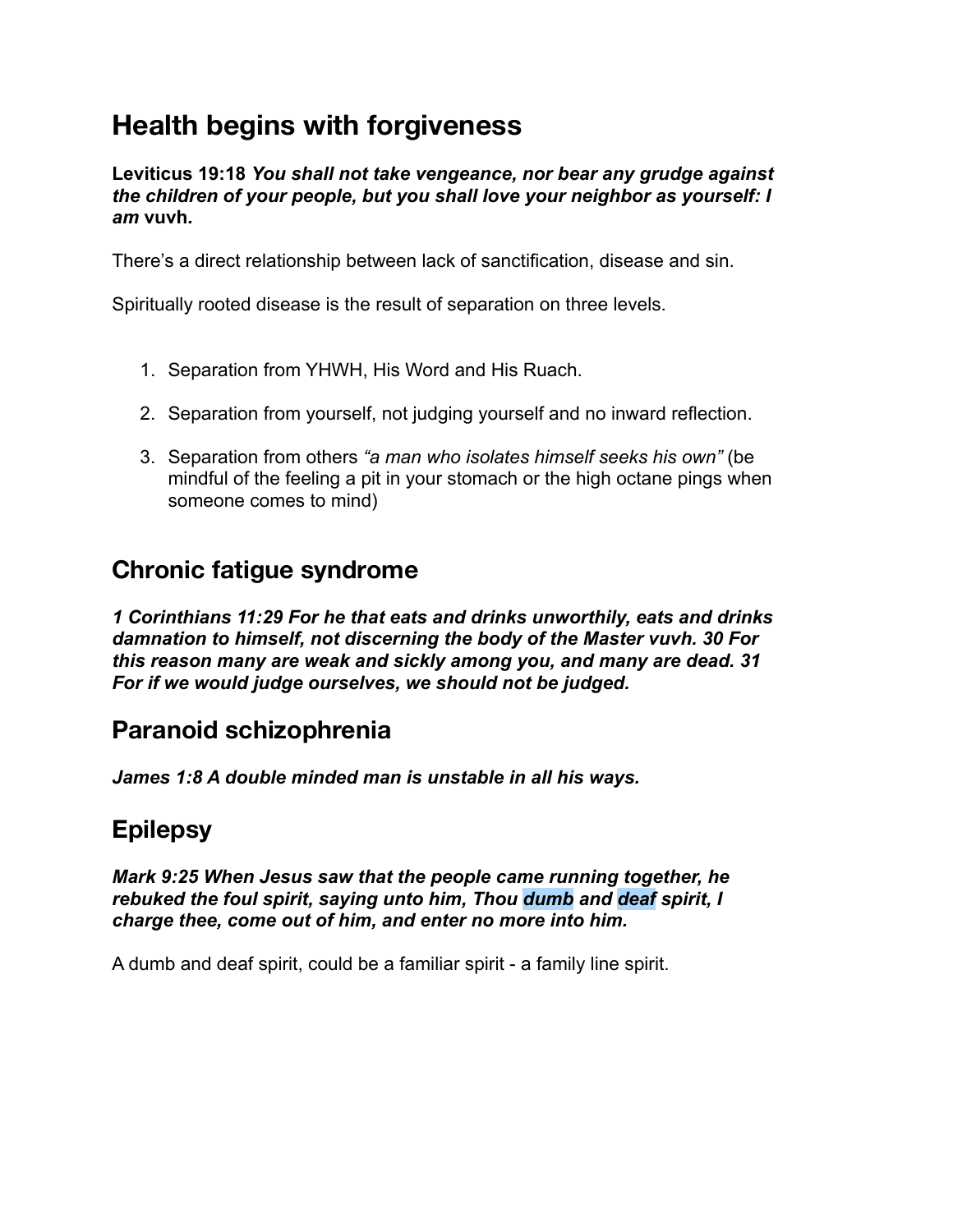# Health begins with forgiveness

**Leviticus 19:18** ***You shall not take vengeance, nor bear any grudge against the children of your people, but you shall love your neighbor as yourself: I am* vuvh*.***

There's a direct relationship between lack of sanctification, disease and sin.

Spiritually rooted disease is the result of separation on three levels.

1. Separation from YHWH, His Word and His Ruach.
2. Separation from yourself, not judging yourself and no inward reflection.
3. Separation from others *"a man who isolates himself seeks his own"* (be mindful of the feeling a pit in your stomach or the high octane pings when someone comes to mind)

## Chronic fatigue syndrome

***1 Corinthians 11:29 For he that eats and drinks unworthily, eats and drinks damnation to himself, not discerning the body of the Master vuvh. 30 For this reason many are weak and sickly among you, and many are dead. 31 For if we would judge ourselves, we should not be judged.***

## Paranoid schizophrenia

***James 1:8 A double minded man is unstable in all his ways.***

## Epilepsy

***Mark 9:25 When Jesus saw that the people came running together, he rebuked the foul spirit, saying unto him, Thou dumb and deaf spirit, I charge thee, come out of him, and enter no more into him.***

A dumb and deaf spirit, could be a familiar spirit - a family line spirit.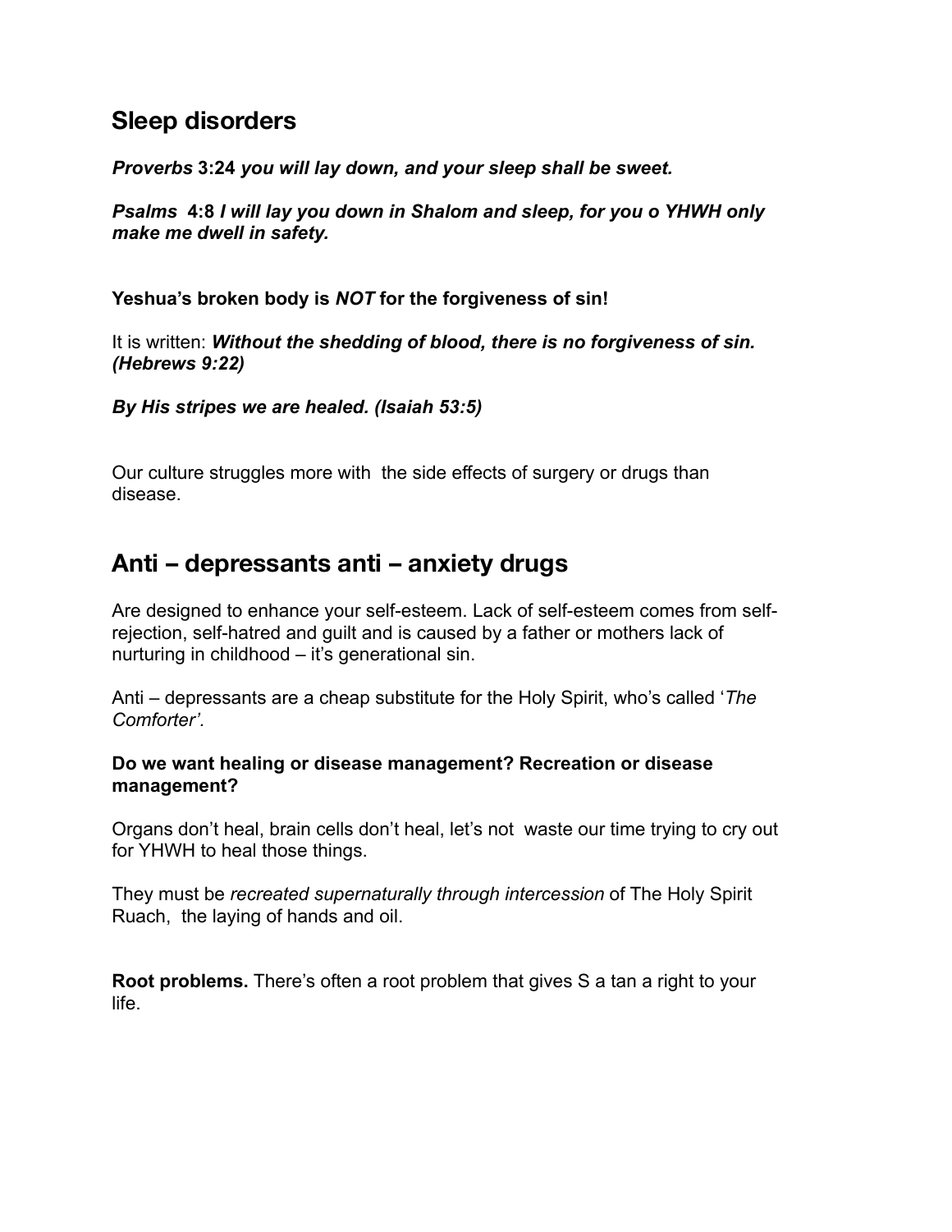## Sleep disorders

***Proverbs* 3:24 *you will lay down, and your sleep shall be sweet.***

***Psalms* 4:8 *I will lay you down in Shalom and sleep, for you o YHWH only make me dwell in safety.***

**Yeshua's broken body is *NOT* for the forgiveness of sin!**

It is written: ***Without the shedding of blood, there is no forgiveness of sin. (Hebrews 9:22)***

***By His stripes we are healed. (Isaiah 53:5)***

Our culture struggles more with the side effects of surgery or drugs than disease.

## Anti – depressants anti – anxiety drugs

Are designed to enhance your self-esteem. Lack of self-esteem comes from self-rejection, self-hatred and guilt and is caused by a father or mothers lack of nurturing in childhood – it's generational sin.

Anti – depressants are a cheap substitute for the Holy Spirit, who's called '*The Comforter'.*

**Do we want healing or disease management? Recreation or disease management?**

Organs don't heal, brain cells don't heal, let's not waste our time trying to cry out for YHWH to heal those things.

They must be *recreated supernaturally through intercession* of The Holy Spirit Ruach, the laying of hands and oil.

**Root problems.** There's often a root problem that gives S a tan a right to your life.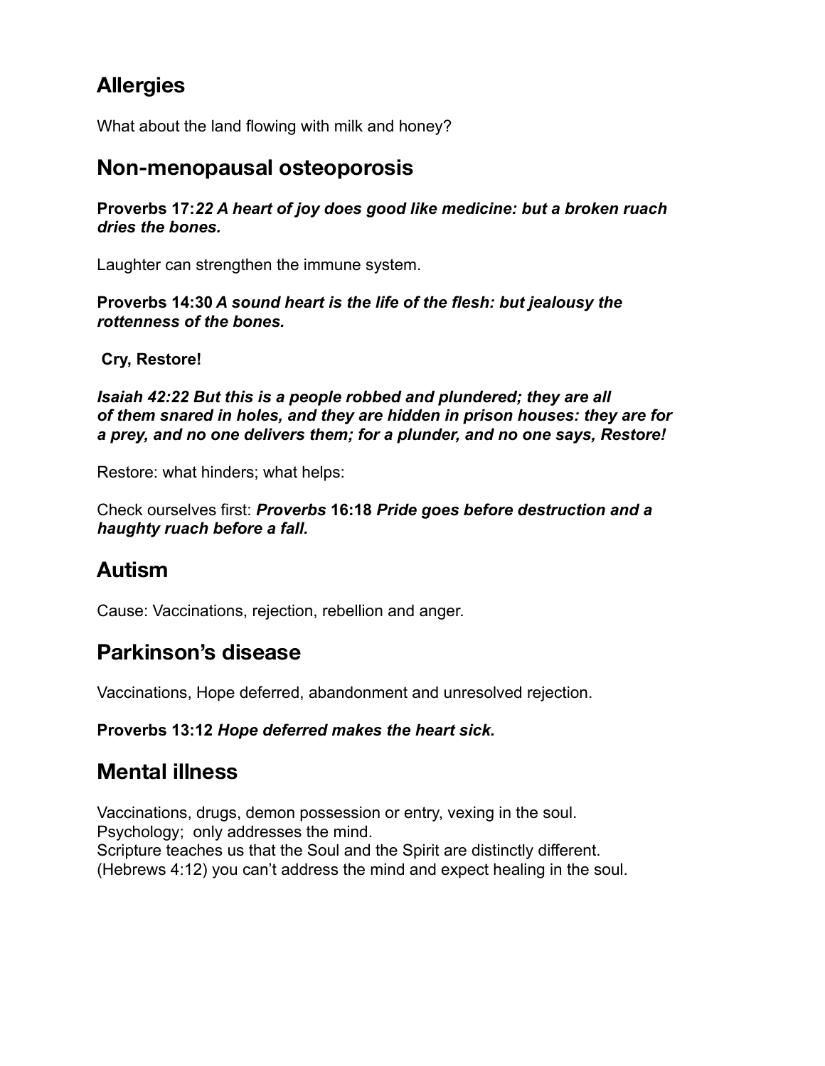## Allergies

What about the land flowing with milk and honey?

## Non-menopausal osteoporosis

**Proverbs 17:*22 A heart of joy does good like medicine: but a broken ruach dries the bones.***

Laughter can strengthen the immune system.

**Proverbs 14:30 *A sound heart is the life of the flesh: but jealousy the rottenness of the bones.***

**Cry, Restore!**

***Isaiah 42:22 But this is a people robbed and plundered; they are all of them snared in holes, and they are hidden in prison houses: they are for a prey, and no one delivers them; for a plunder, and no one says, Restore!***

Restore: what hinders; what helps:

Check ourselves first: ***Proverbs* 16:18 *Pride goes before destruction and a haughty ruach before a fall.***

## Autism

Cause: Vaccinations, rejection, rebellion and anger.

## Parkinson's disease

Vaccinations, Hope deferred, abandonment and unresolved rejection.

**Proverbs 13:12 *Hope deferred makes the heart sick.***

## Mental illness

Vaccinations, drugs, demon possession or entry, vexing in the soul.
Psychology; only addresses the mind.
Scripture teaches us that the Soul and the Spirit are distinctly different.
(Hebrews 4:12) you can't address the mind and expect healing in the soul.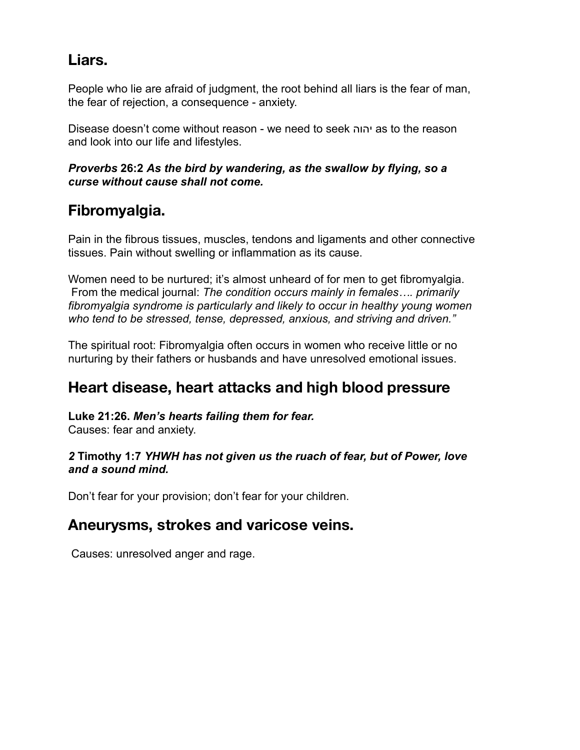## Liars.

People who lie are afraid of judgment, the root behind all liars is the fear of man, the fear of rejection, a consequence - anxiety.

Disease doesn't come without reason - we need to seek יהוה as to the reason and look into our life and lifestyles.

***Proverbs* 26:2 *As the bird by wandering, as the swallow by flying, so a curse without cause shall not come.***

## Fibromyalgia.

Pain in the fibrous tissues, muscles, tendons and ligaments and other connective tissues. Pain without swelling or inflammation as its cause.

Women need to be nurtured; it's almost unheard of for men to get fibromyalgia. From the medical journal: *The condition occurs mainly in females…. primarily fibromyalgia syndrome is particularly and likely to occur in healthy young women who tend to be stressed, tense, depressed, anxious, and striving and driven."*

The spiritual root: Fibromyalgia often occurs in women who receive little or no nurturing by their fathers or husbands and have unresolved emotional issues.

## Heart disease, heart attacks and high blood pressure

**Luke 21:26.** ***Men's hearts failing them for fear.***
Causes: fear and anxiety.

***2* Timothy 1:7 *YHWH has not given us the ruach of fear, but of Power, love and a sound mind.***

Don't fear for your provision; don't fear for your children.

## Aneurysms, strokes and varicose veins.

Causes: unresolved anger and rage.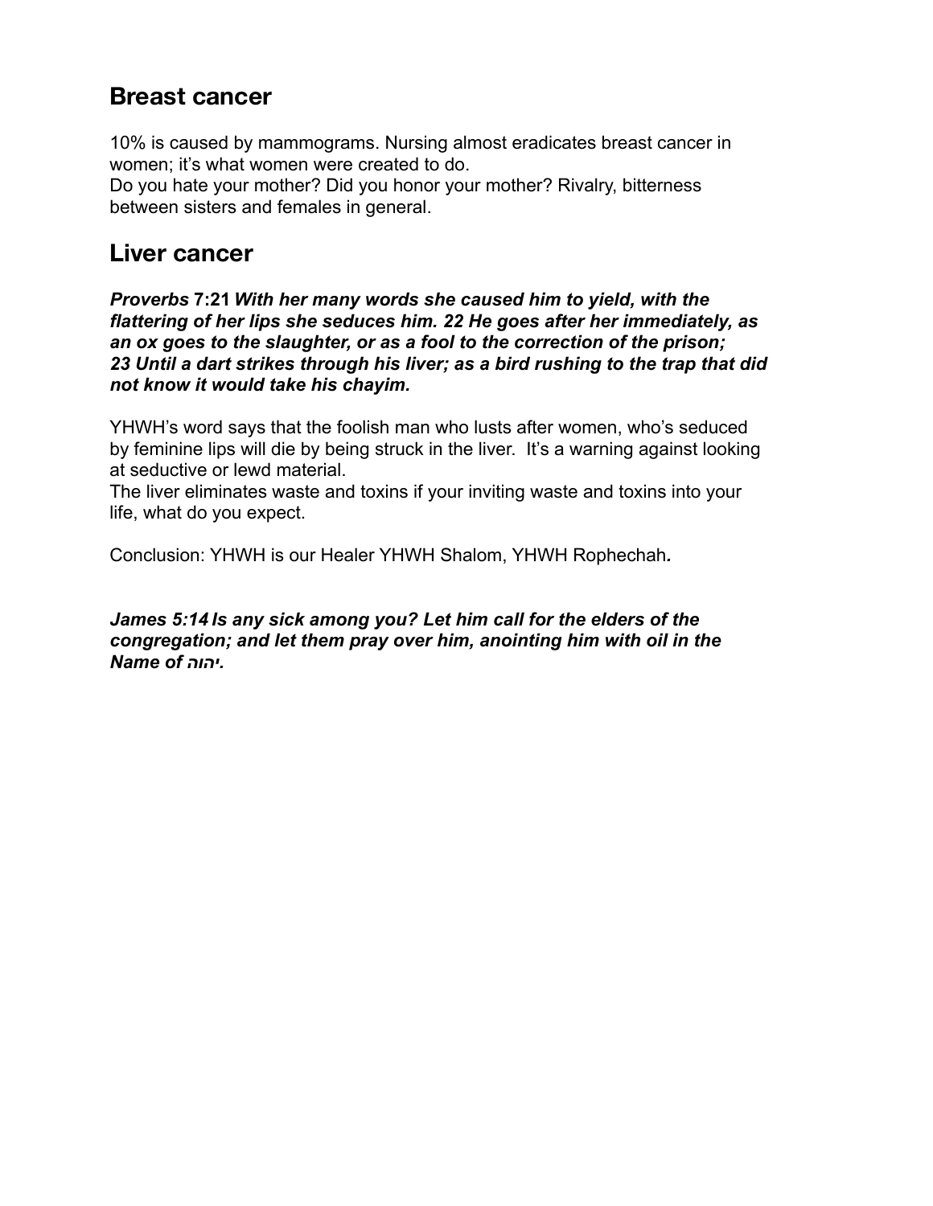## Breast cancer

10% is caused by mammograms. Nursing almost eradicates breast cancer in women; it's what women were created to do.
Do you hate your mother? Did you honor your mother? Rivalry, bitterness between sisters and females in general.

## Liver cancer

***Proverbs* 7:21 *With her many words she caused him to yield, with the flattering of her lips she seduces him. 22 He goes after her immediately, as an ox goes to the slaughter, or as a fool to the correction of the prison; 23 Until a dart strikes through his liver; as a bird rushing to the trap that did not know it would take his chayim.***

YHWH's word says that the foolish man who lusts after women, who's seduced by feminine lips will die by being struck in the liver. It's a warning against looking at seductive or lewd material.
The liver eliminates waste and toxins if your inviting waste and toxins into your life, what do you expect.

Conclusion: YHWH is our Healer YHWH Shalom, YHWH Rophechah*.*

***James 5:14 Is any sick among you? Let him call for the elders of the congregation; and let them pray over him, anointing him with oil in the Name of יהוה.***